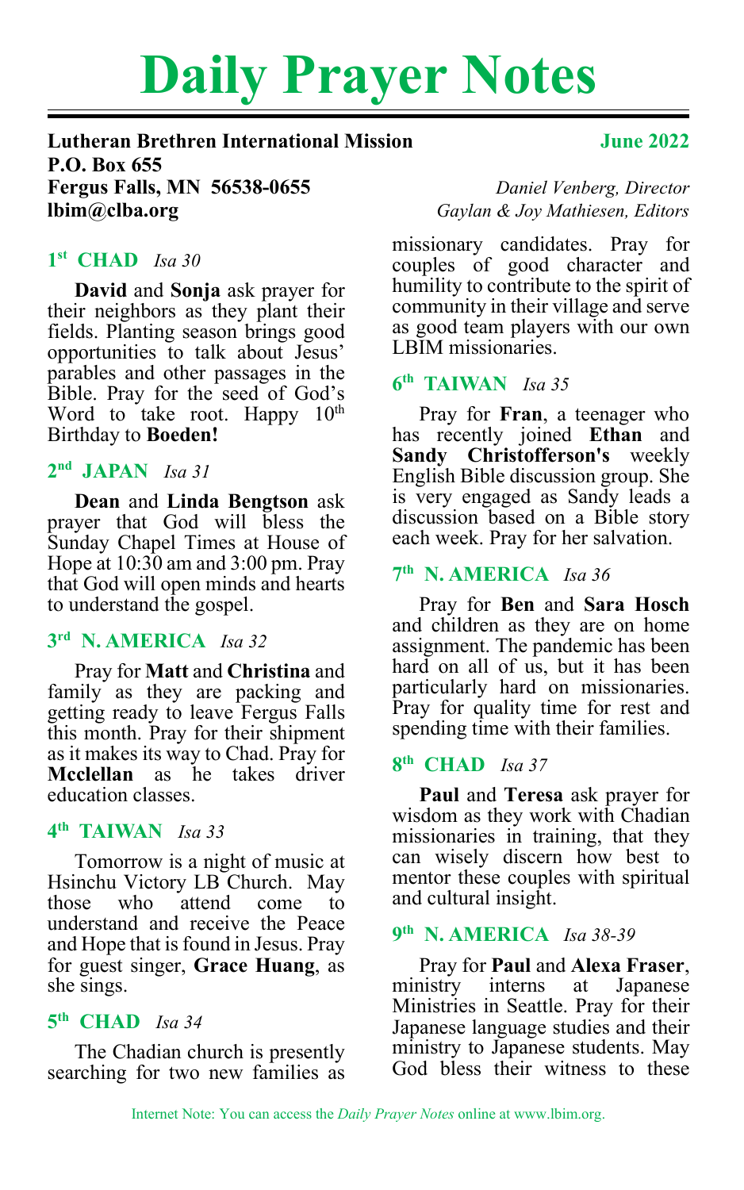# Daily Prayer Notes

**Lutheran Brethren International Mission**
**P.O. Box 655**
**Fergus Falls, MN 56538-0655**
**lbim@clba.org**

**June 2022**

*Daniel Venberg, Director*
*Gaylan & Joy Mathiesen, Editors*

### 1st CHAD *Isa 30*

**David** and **Sonja** ask prayer for their neighbors as they plant their fields. Planting season brings good opportunities to talk about Jesus' parables and other passages in the Bible. Pray for the seed of God's Word to take root. Happy 10th Birthday to **Boeden!**

### 2nd JAPAN *Isa 31*

**Dean** and **Linda Bengtson** ask prayer that God will bless the Sunday Chapel Times at House of Hope at 10:30 am and 3:00 pm. Pray that God will open minds and hearts to understand the gospel.

### 3rd N. AMERICA *Isa 32*

Pray for **Matt** and **Christina** and family as they are packing and getting ready to leave Fergus Falls this month. Pray for their shipment as it makes its way to Chad. Pray for **Mcclellan** as he takes driver education classes.

### 4th TAIWAN *Isa 33*

Tomorrow is a night of music at Hsinchu Victory LB Church. May those who attend come to understand and receive the Peace and Hope that is found in Jesus. Pray for guest singer, **Grace Huang**, as she sings.

### 5th CHAD *Isa 34*

The Chadian church is presently searching for two new families as missionary candidates. Pray for couples of good character and humility to contribute to the spirit of community in their village and serve as good team players with our own LBIM missionaries.

### 6th TAIWAN *Isa 35*

Pray for **Fran**, a teenager who has recently joined **Ethan** and **Sandy Christofferson's** weekly English Bible discussion group. She is very engaged as Sandy leads a discussion based on a Bible story each week. Pray for her salvation.

### 7th N. AMERICA *Isa 36*

Pray for **Ben** and **Sara Hosch** and children as they are on home assignment. The pandemic has been hard on all of us, but it has been particularly hard on missionaries. Pray for quality time for rest and spending time with their families.

### 8th CHAD *Isa 37*

**Paul** and **Teresa** ask prayer for wisdom as they work with Chadian missionaries in training, that they can wisely discern how best to mentor these couples with spiritual and cultural insight.

### 9th N. AMERICA *Isa 38-39*

Pray for **Paul** and **Alexa Fraser**, ministry interns at Japanese Ministries in Seattle. Pray for their Japanese language studies and their ministry to Japanese students. May God bless their witness to these

Internet Note: You can access the *Daily Prayer Notes* online at www.lbim.org.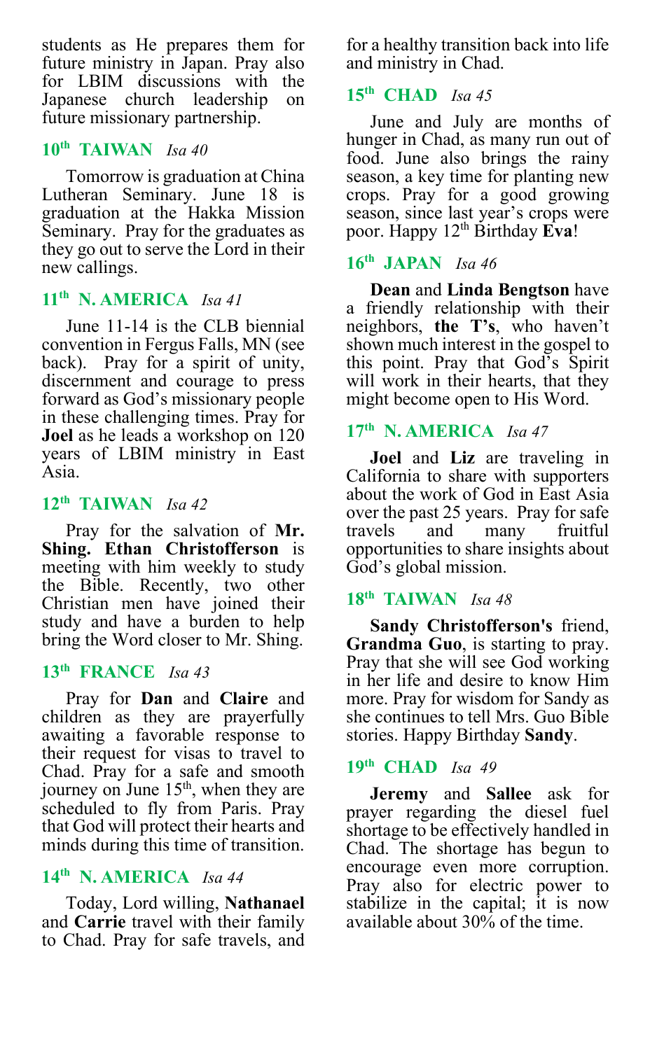students as He prepares them for future ministry in Japan. Pray also for LBIM discussions with the Japanese church leadership on future missionary partnership.

### 10th TAIWAN *Isa 40*

Tomorrow is graduation at China Lutheran Seminary. June 18 is graduation at the Hakka Mission Seminary. Pray for the graduates as they go out to serve the Lord in their new callings.

### 11th N. AMERICA *Isa 41*

June 11-14 is the CLB biennial convention in Fergus Falls, MN (see back). Pray for a spirit of unity, discernment and courage to press forward as God's missionary people in these challenging times. Pray for **Joel** as he leads a workshop on 120 years of LBIM ministry in East Asia.

### 12th TAIWAN *Isa 42*

Pray for the salvation of **Mr. Shing. Ethan Christofferson** is meeting with him weekly to study the Bible. Recently, two other Christian men have joined their study and have a burden to help bring the Word closer to Mr. Shing.

### 13th FRANCE *Isa 43*

Pray for **Dan** and **Claire** and children as they are prayerfully awaiting a favorable response to their request for visas to travel to Chad. Pray for a safe and smooth journey on June 15th, when they are scheduled to fly from Paris. Pray that God will protect their hearts and minds during this time of transition.

### 14th N. AMERICA *Isa 44*

Today, Lord willing, **Nathanael** and **Carrie** travel with their family to Chad. Pray for safe travels, and for a healthy transition back into life and ministry in Chad.

### 15th CHAD *Isa 45*

June and July are months of hunger in Chad, as many run out of food. June also brings the rainy season, a key time for planting new crops. Pray for a good growing season, since last year's crops were poor. Happy 12th Birthday **Eva**!

### 16th JAPAN *Isa 46*

**Dean** and **Linda Bengtson** have a friendly relationship with their neighbors, **the T's**, who haven't shown much interest in the gospel to this point. Pray that God's Spirit will work in their hearts, that they might become open to His Word.

### 17th N. AMERICA *Isa 47*

**Joel** and **Liz** are traveling in California to share with supporters about the work of God in East Asia over the past 25 years. Pray for safe travels and many fruitful opportunities to share insights about God's global mission.

### 18th TAIWAN *Isa 48*

**Sandy Christofferson's** friend, **Grandma Guo**, is starting to pray. Pray that she will see God working in her life and desire to know Him more. Pray for wisdom for Sandy as she continues to tell Mrs. Guo Bible stories. Happy Birthday **Sandy**.

### 19th CHAD *Isa 49*

**Jeremy** and **Sallee** ask for prayer regarding the diesel fuel shortage to be effectively handled in Chad. The shortage has begun to encourage even more corruption. Pray also for electric power to stabilize in the capital; it is now available about 30% of the time.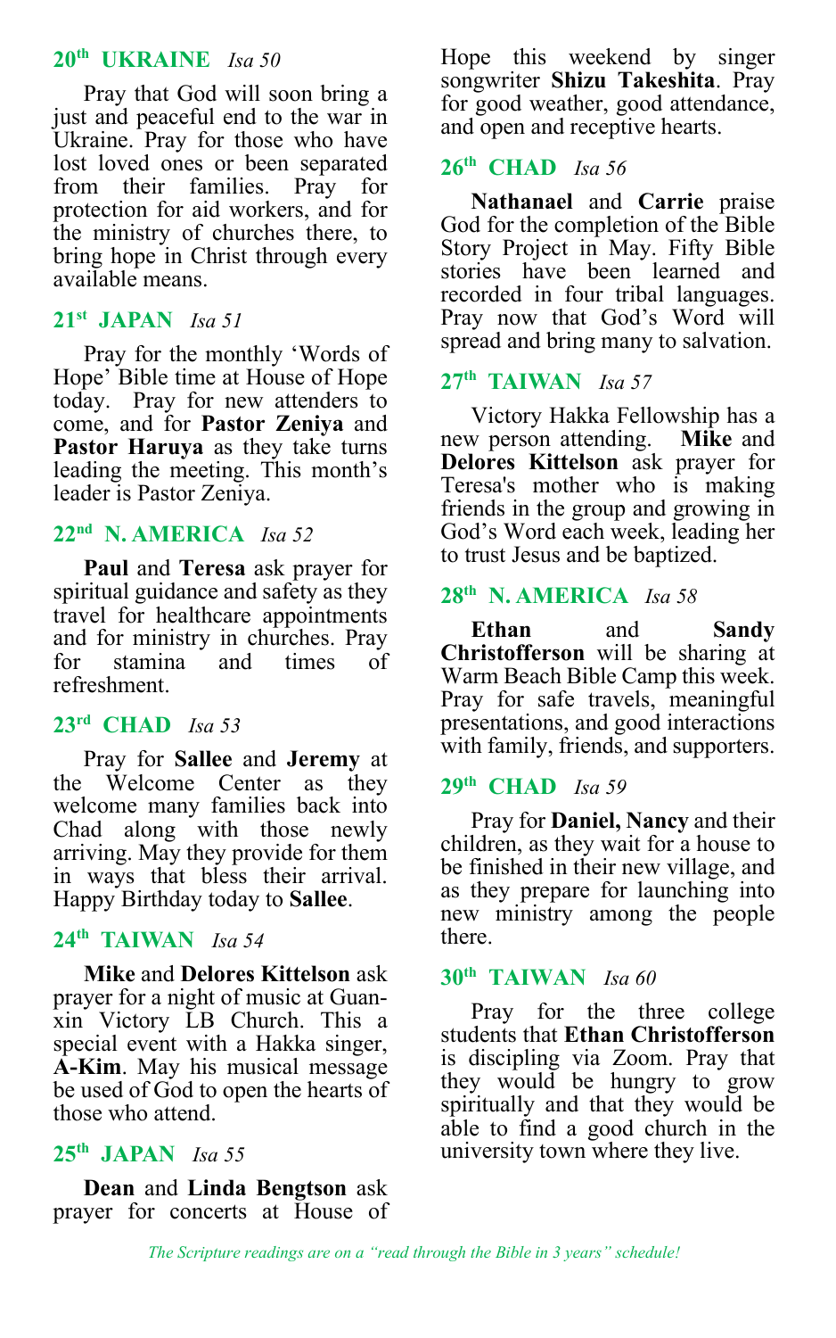### 20th UKRAINE *Isa 50*

Pray that God will soon bring a just and peaceful end to the war in Ukraine. Pray for those who have lost loved ones or been separated from their families. Pray for protection for aid workers, and for the ministry of churches there, to bring hope in Christ through every available means.

### 21st JAPAN *Isa 51*

Pray for the monthly 'Words of Hope' Bible time at House of Hope today. Pray for new attenders to come, and for **Pastor Zeniya** and **Pastor Haruya** as they take turns leading the meeting. This month's leader is Pastor Zeniya.

### 22nd N. AMERICA *Isa 52*

**Paul** and **Teresa** ask prayer for spiritual guidance and safety as they travel for healthcare appointments and for ministry in churches. Pray for stamina and times of refreshment.

### 23rd CHAD *Isa 53*

Pray for **Sallee** and **Jeremy** at the Welcome Center as they welcome many families back into Chad along with those newly arriving. May they provide for them in ways that bless their arrival. Happy Birthday today to **Sallee**.

### 24th TAIWAN *Isa 54*

**Mike** and **Delores Kittelson** ask prayer for a night of music at Guan-xin Victory LB Church. This a special event with a Hakka singer, **A-Kim**. May his musical message be used of God to open the hearts of those who attend.

### 25th JAPAN *Isa 55*

**Dean** and **Linda Bengtson** ask prayer for concerts at House of Hope this weekend by singer songwriter **Shizu Takeshita**. Pray for good weather, good attendance, and open and receptive hearts.

### 26th CHAD *Isa 56*

**Nathanael** and **Carrie** praise God for the completion of the Bible Story Project in May. Fifty Bible stories have been learned and recorded in four tribal languages. Pray now that God's Word will spread and bring many to salvation.

### 27th TAIWAN *Isa 57*

Victory Hakka Fellowship has a new person attending. **Mike** and **Delores Kittelson** ask prayer for Teresa's mother who is making friends in the group and growing in God's Word each week, leading her to trust Jesus and be baptized.

### 28th N. AMERICA *Isa 58*

**Ethan** and **Sandy Christofferson** will be sharing at Warm Beach Bible Camp this week. Pray for safe travels, meaningful presentations, and good interactions with family, friends, and supporters.

### 29th CHAD *Isa 59*

Pray for **Daniel, Nancy** and their children, as they wait for a house to be finished in their new village, and as they prepare for launching into new ministry among the people there.

### 30th TAIWAN *Isa 60*

Pray for the three college students that **Ethan Christofferson** is discipling via Zoom. Pray that they would be hungry to grow spiritually and that they would be able to find a good church in the university town where they live.

*The Scripture readings are on a "read through the Bible in 3 years" schedule!*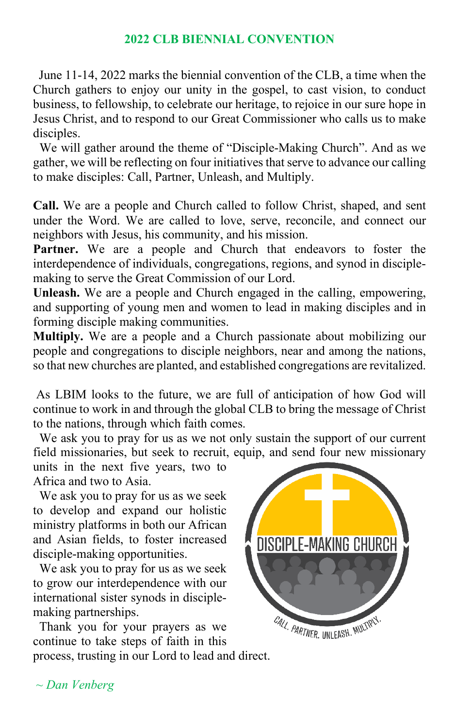## 2022 CLB BIENNIAL CONVENTION

June 11-14, 2022 marks the biennial convention of the CLB, a time when the Church gathers to enjoy our unity in the gospel, to cast vision, to conduct business, to fellowship, to celebrate our heritage, to rejoice in our sure hope in Jesus Christ, and to respond to our Great Commissioner who calls us to make disciples.

We will gather around the theme of "Disciple-Making Church". And as we gather, we will be reflecting on four initiatives that serve to advance our calling to make disciples: Call, Partner, Unleash, and Multiply.

**Call.** We are a people and Church called to follow Christ, shaped, and sent under the Word. We are called to love, serve, reconcile, and connect our neighbors with Jesus, his community, and his mission.

**Partner.** We are a people and Church that endeavors to foster the interdependence of individuals, congregations, regions, and synod in disciple-making to serve the Great Commission of our Lord.

**Unleash.** We are a people and Church engaged in the calling, empowering, and supporting of young men and women to lead in making disciples and in forming disciple making communities.

**Multiply.** We are a people and a Church passionate about mobilizing our people and congregations to disciple neighbors, near and among the nations, so that new churches are planted, and established congregations are revitalized.

As LBIM looks to the future, we are full of anticipation of how God will continue to work in and through the global CLB to bring the message of Christ to the nations, through which faith comes.

We ask you to pray for us as we not only sustain the support of our current field missionaries, but seek to recruit, equip, and send four new missionary units in the next five years, two to Africa and two to Asia.

We ask you to pray for us as we seek to develop and expand our holistic ministry platforms in both our African and Asian fields, to foster increased disciple-making opportunities.

We ask you to pray for us as we seek to grow our interdependence with our international sister synods in disciple-making partnerships.

Thank you for your prayers as we continue to take steps of faith in this process, trusting in our Lord to lead and direct.

DISCIPLE-MAKING CHURCH

CALL. PARTNER. UNLEASH. MULTIPLY.

*~ Dan Venberg*